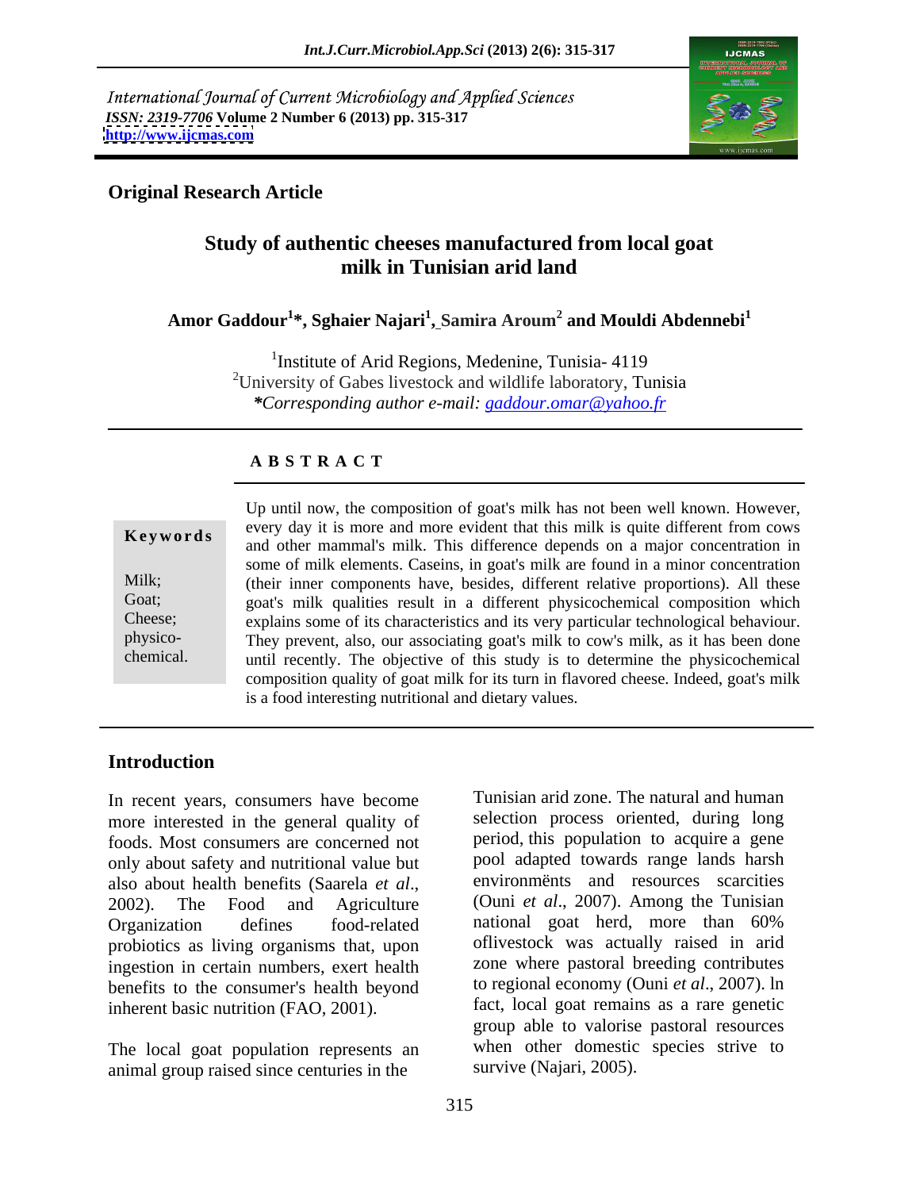International Journal of Current Microbiology and Applied Sciences
*ISSN: 2319-7706* **Volume 2 Number 6 (2013) pp. 315-317**
**http://www.ijcmas.com**

**Original Research Article**

# Study of authentic cheeses manufactured from local goat milk in Tunisian arid land

**Amor Gaddour[1]*, Sghaier Najari[1], Samira Aroum[2] and Mouldi Abdennebi[1]**

[1]Institute of Arid Regions, Medenine, Tunisia- 4119
[2]University of Gabes livestock and wildlife laboratory, Tunisia
**\***Corresponding author e-mail: gaddour.omar@yahoo.fr

## A B S T R A C T

**Keywords**

Milk;
Goat;
Cheese;
physico-chemical.

Up until now, the composition of goat's milk has not been well known. However, every day it is more and more evident that this milk is quite different from cows and other mammal's milk. This difference depends on a major concentration in some of milk elements. Caseins, in goat's milk are found in a minor concentration (their inner components have, besides, different relative proportions). All these goat's milk qualities result in a different physicochemical composition which explains some of its characteristics and its very particular technological behaviour. They prevent, also, our associating goat's milk to cow's milk, as it has been done until recently. The objective of this study is to determine the physicochemical composition quality of goat milk for its turn in flavored cheese. Indeed, goat's milk is a food interesting nutritional and dietary values.

## Introduction

In recent years, consumers have become more interested in the general quality of foods. Most consumers are concerned not only about safety and nutritional value but also about health benefits (Saarela *et al*., 2002). The Food and Agriculture Organization defines food-related probiotics as living organisms that, upon ingestion in certain numbers, exert health benefits to the consumer's health beyond inherent basic nutrition (FAO, 2001).

The local goat population represents an animal group raised since centuries in the Tunisian arid zone. The natural and human selection process oriented, during long period, this population to acquire a gene pool adapted towards range lands harsh environmënts and resources scarcities (Ouni *et al*., 2007). Among the Tunisian national goat herd, more than 60% oflivestock was actually raised in arid zone where pastoral breeding contributes to regional economy (Ouni *et al*., 2007). ln fact, local goat remains as a rare genetic group able to valorise pastoral resources when other domestic species strive to survive (Najari, 2005).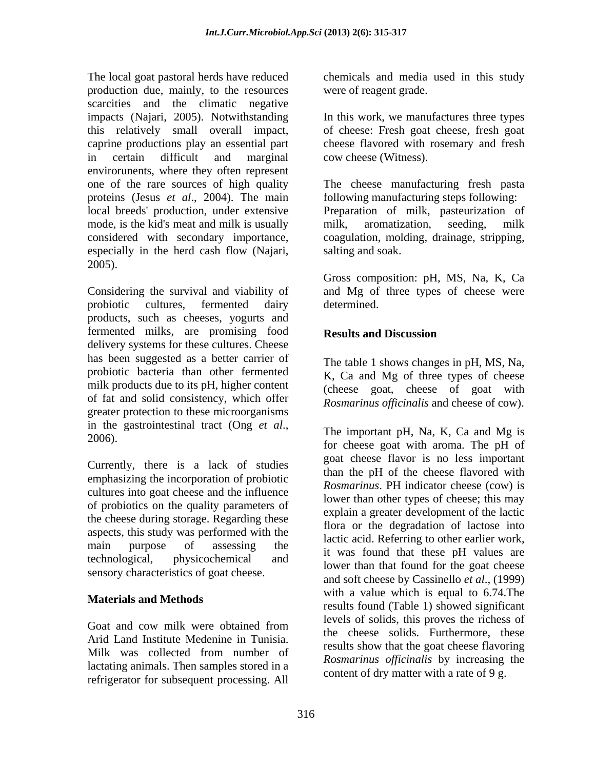The local goat pastoral herds have reduced production due, mainly, to the resources scarcities and the climatic negative impacts (Najari, 2005). Notwithstanding this relatively small overall impact, caprine productions play an essential part in certain difficult and marginal enviroruneuts, where they often represent one of the rare sources of high quality proteins (Jesus *et al*., 2004). The main local breeds' production, under extensive mode, is the kid's meat and milk is usually considered with secondary importance, especially in the herd cash flow (Najari, 2005).

Considering the survival and viability of probiotic cultures, fermented dairy products, such as cheeses, yogurts and fermented milks, are promising food delivery systems for these cultures. Cheese has been suggested as a better carrier of probiotic bacteria than other fermented milk products due to its pH, higher content of fat and solid consistency, which offer greater protection to these microorganisms in the gastrointestinal tract (Ong *et al*., 2006).

Currently, there is a lack of studies emphasizing the incorporation of probiotic cultures into goat cheese and the influence of probiotics on the quality parameters of the cheese during storage. Regarding these aspects, this study was performed with the main purpose of assessing the technological, physicochemical and sensory characteristics of goat cheese.

## Materials and Methods

Goat and cow milk were obtained from Arid Land Institute Medenine in Tunisia. Milk was collected from number of lactating animals. Then samples stored in a refrigerator for subsequent processing. All chemicals and media used in this study were of reagent grade.

In this work, we manufactures three types of cheese: Fresh goat cheese, fresh goat cheese flavored with rosemary and fresh cow cheese (Witness).

The cheese manufacturing fresh pasta following manufacturing steps following: Preparation of milk, pasteurization of milk, aromatization, seeding, milk coagulation, molding, drainage, stripping, salting and soak.

Gross composition: pH, MS, Na, K, Ca and Mg of three types of cheese were determined.

## Results and Discussion

The table 1 shows changes in pH, MS, Na, K, Ca and Mg of three types of cheese (cheese goat, cheese of goat with *Rosmarinus officinalis* and cheese of cow).

The important pH, Na, K, Ca and Mg is for cheese goat with aroma. The pH of goat cheese flavor is no less important than the pH of the cheese flavored with *Rosmarinus*. PH indicator cheese (cow) is lower than other types of cheese; this may explain a greater development of the lactic flora or the degradation of lactose into lactic acid. Referring to other earlier work, it was found that these pH values are lower than that found for the goat cheese and soft cheese by Cassinello *et al*., (1999) with a value which is equal to 6.74.The results found (Table 1) showed significant levels of solids, this proves the richess of the cheese solids. Furthermore, these results show that the goat cheese flavoring *Rosmarinus officinalis* by increasing the content of dry matter with a rate of 9 g.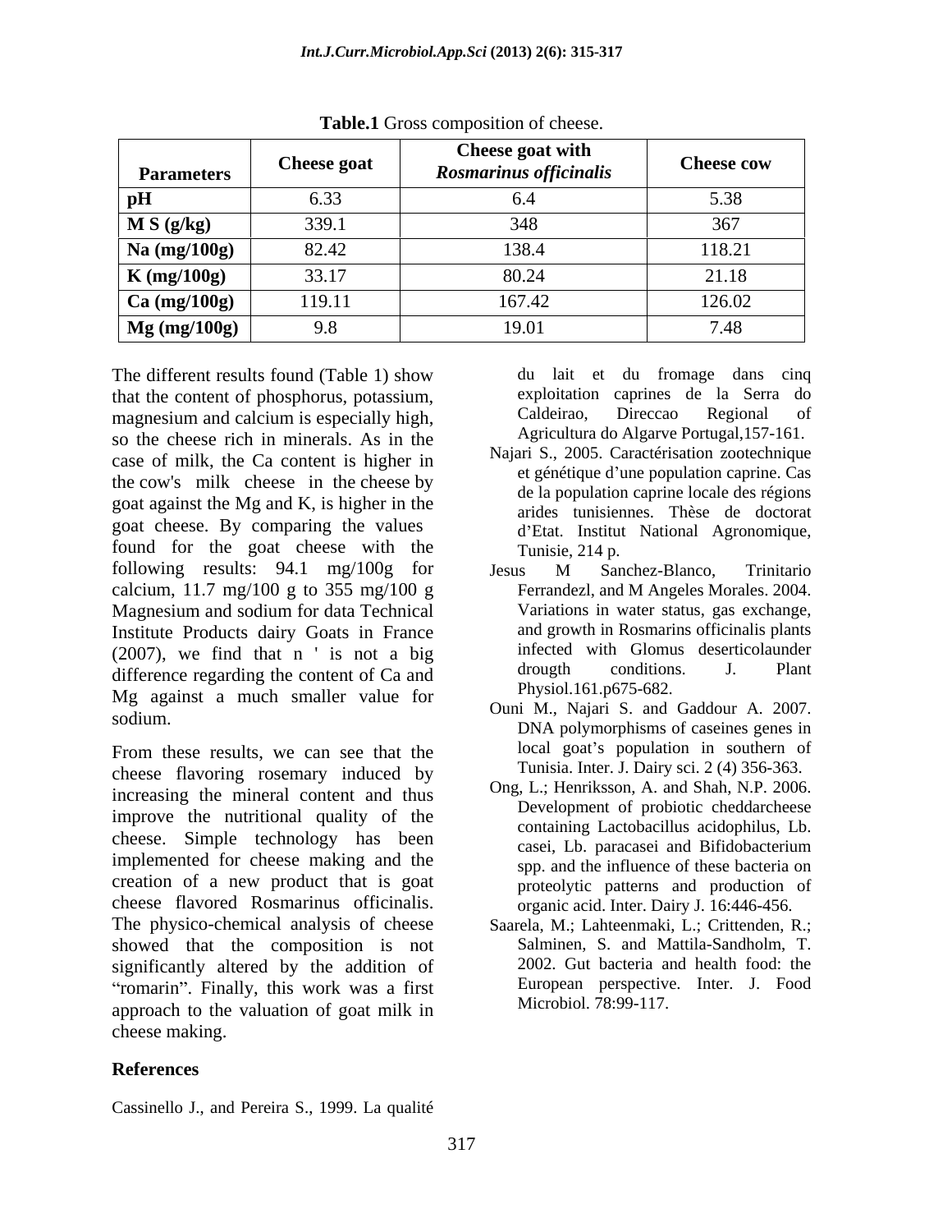**Table.1** Gross composition of cheese.

| Parameters | Cheese goat | Cheese goat with *Rosmarinus officinalis* | Cheese cow |
|---|---|---|---|
| **pH** | 6.33 | 6.4 | 5.38 |
| **M S (g/kg)** | 339.1 | 348 | 367 |
| **Na (mg/100g)** | 82.42 | 138.4 | 118.21 |
| **K (mg/100g)** | 33.17 | 80.24 | 21.18 |
| **Ca (mg/100g)** | 119.11 | 167.42 | 126.02 |
| **Mg (mg/100g)** | 9.8 | 19.01 | 7.48 |

The different results found (Table 1) show that the content of phosphorus, potassium, magnesium and calcium is especially high, so the cheese rich in minerals. As in the case of milk, the Ca content is higher in the cow's milk cheese in the cheese by goat against the Mg and K, is higher in the goat cheese. By comparing the values found for the goat cheese with the following results: 94.1 mg/100g for calcium, 11.7 mg/100 g to 355 mg/100 g Magnesium and sodium for data Technical Institute Products dairy Goats in France (2007), we find that n ' is not a big difference regarding the content of Ca and Mg against a much smaller value for sodium.

From these results, we can see that the cheese flavoring rosemary induced by increasing the mineral content and thus improve the nutritional quality of the cheese. Simple technology has been implemented for cheese making and the creation of a new product that is goat cheese flavored Rosmarinus officinalis. The physico-chemical analysis of cheese showed that the composition is not significantly altered by the addition of "romarin". Finally, this work was a first approach to the valuation of goat milk in cheese making.

## References

Cassinello J., and Pereira S., 1999. La qualité du lait et du fromage dans cinq exploitation caprines de la Serra do Caldeirao, Direccao Regional of Agricultura do Algarve Portugal,157-161.

Najari S., 2005. Caractérisation zootechnique et génétique d'une population caprine. Cas de la population caprine locale des régions arides tunisiennes. Thèse de doctorat d'Etat. Institut National Agronomique, Tunisie, 214 p.

Jesus M Sanchez-Blanco, Trinitario Ferrandezl, and M Angeles Morales. 2004. Variations in water status, gas exchange, and growth in Rosmarins officinalis plants infected with Glomus deserticolaunder drougth conditions. J. Plant Physiol.161.p675-682.

Ouni M., Najari S. and Gaddour A. 2007. DNA polymorphisms of caseines genes in local goat's population in southern of Tunisia. Inter. J. Dairy sci. 2 (4) 356-363.

Ong, L.; Henriksson, A. and Shah, N.P. 2006. Development of probiotic cheddarcheese containing Lactobacillus acidophilus, Lb. casei, Lb. paracasei and Bifidobacterium spp. and the influence of these bacteria on proteolytic patterns and production of organic acid. Inter. Dairy J. 16:446-456.

Saarela, M.; Lahteenmaki, L.; Crittenden, R.; Salminen, S. and Mattila-Sandholm, T. 2002. Gut bacteria and health food: the European perspective. Inter. J. Food Microbiol. 78:99-117.